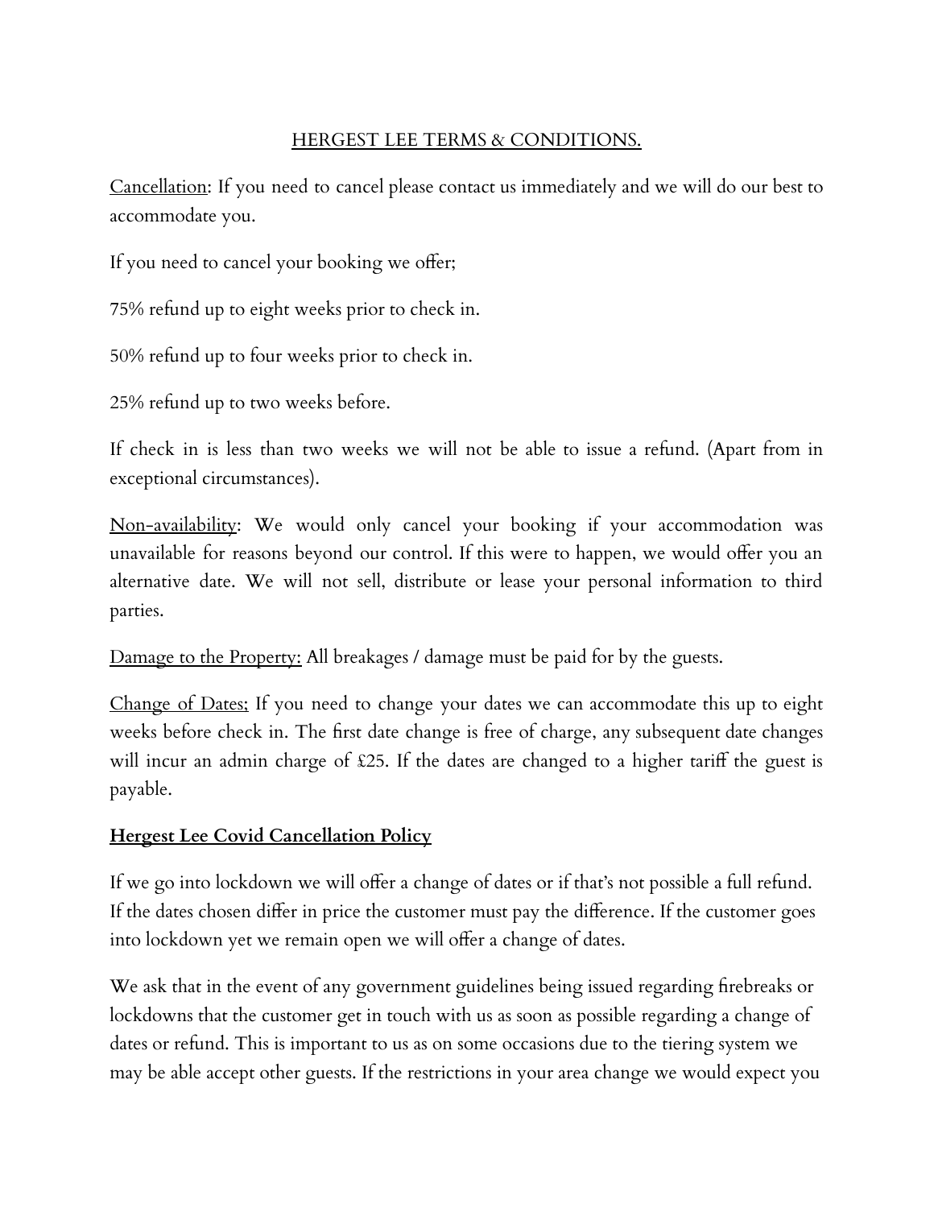# HERGEST LEE TERMS & CONDITIONS.

Cancellation: If you need to cancel please contact us immediately and we will do our best to accommodate you.

If you need to cancel your booking we offer;

75% refund up to eight weeks prior to check in.

50% refund up to four weeks prior to check in.

25% refund up to two weeks before.

If check in is less than two weeks we will not be able to issue a refund. (Apart from in exceptional circumstances).

Non-availability: We would only cancel your booking if your accommodation was unavailable for reasons beyond our control. If this were to happen, we would offer you an alternative date. We will not sell, distribute or lease your personal information to third parties.

Damage to the Property: All breakages / damage must be paid for by the guests.

Change of Dates; If you need to change your dates we can accommodate this up to eight weeks before check in. The first date change is free of charge, any subsequent date changes will incur an admin charge of £25. If the dates are changed to a higher tariff the guest is payable.

## Hergest Lee Covid Cancellation Policy

If we go into lockdown we will offer a change of dates or if that's not possible a full refund. If the dates chosen differ in price the customer must pay the difference. If the customer goes into lockdown yet we remain open we will offer a change of dates.

We ask that in the event of any government guidelines being issued regarding firebreaks or lockdowns that the customer get in touch with us as soon as possible regarding a change of dates or refund. This is important to us as on some occasions due to the tiering system we may be able accept other guests. If the restrictions in your area change we would expect you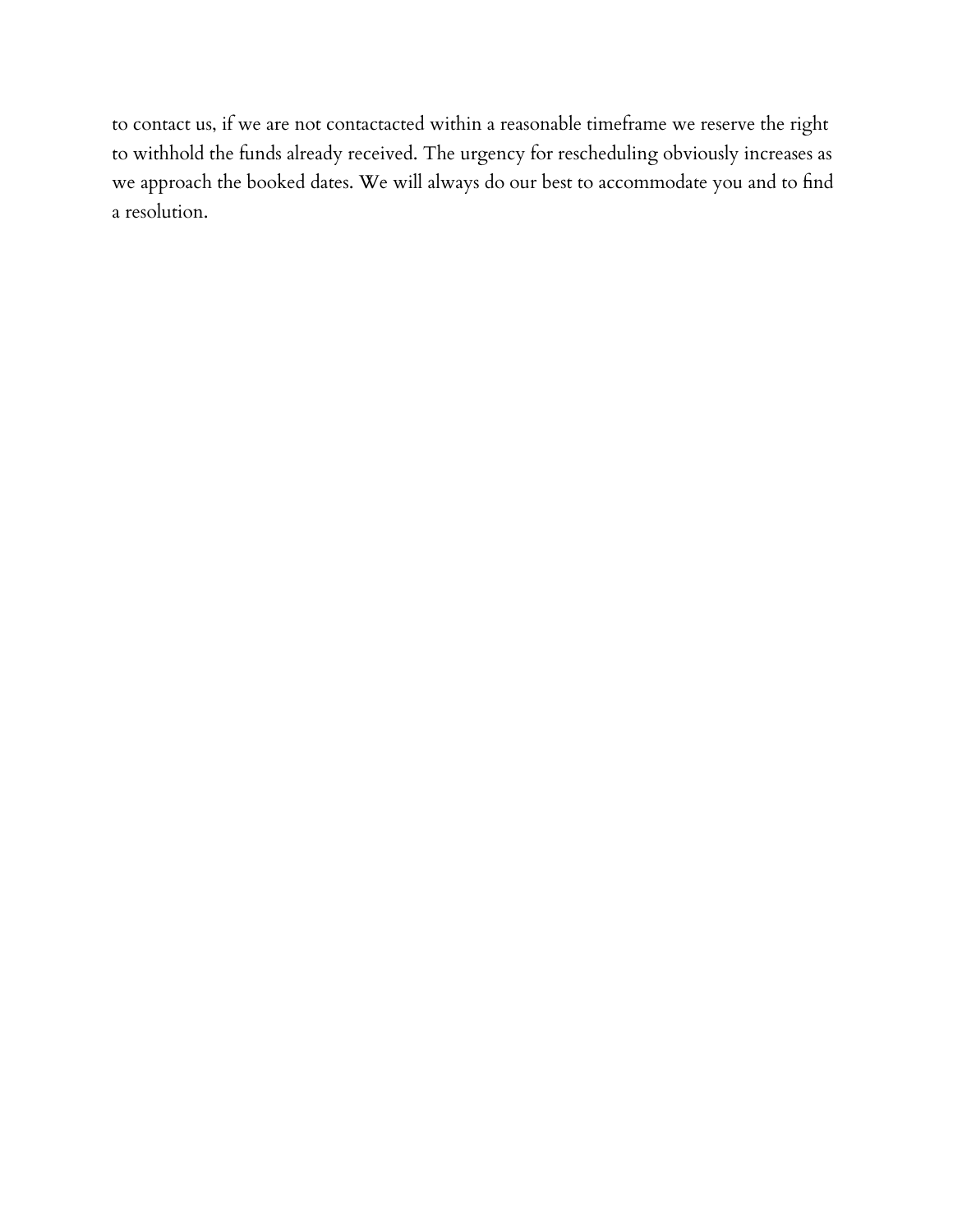to contact us, if we are not contactacted within a reasonable timeframe we reserve the right to withhold the funds already received. The urgency for rescheduling obviously increases as we approach the booked dates. We will always do our best to accommodate you and to find a resolution.